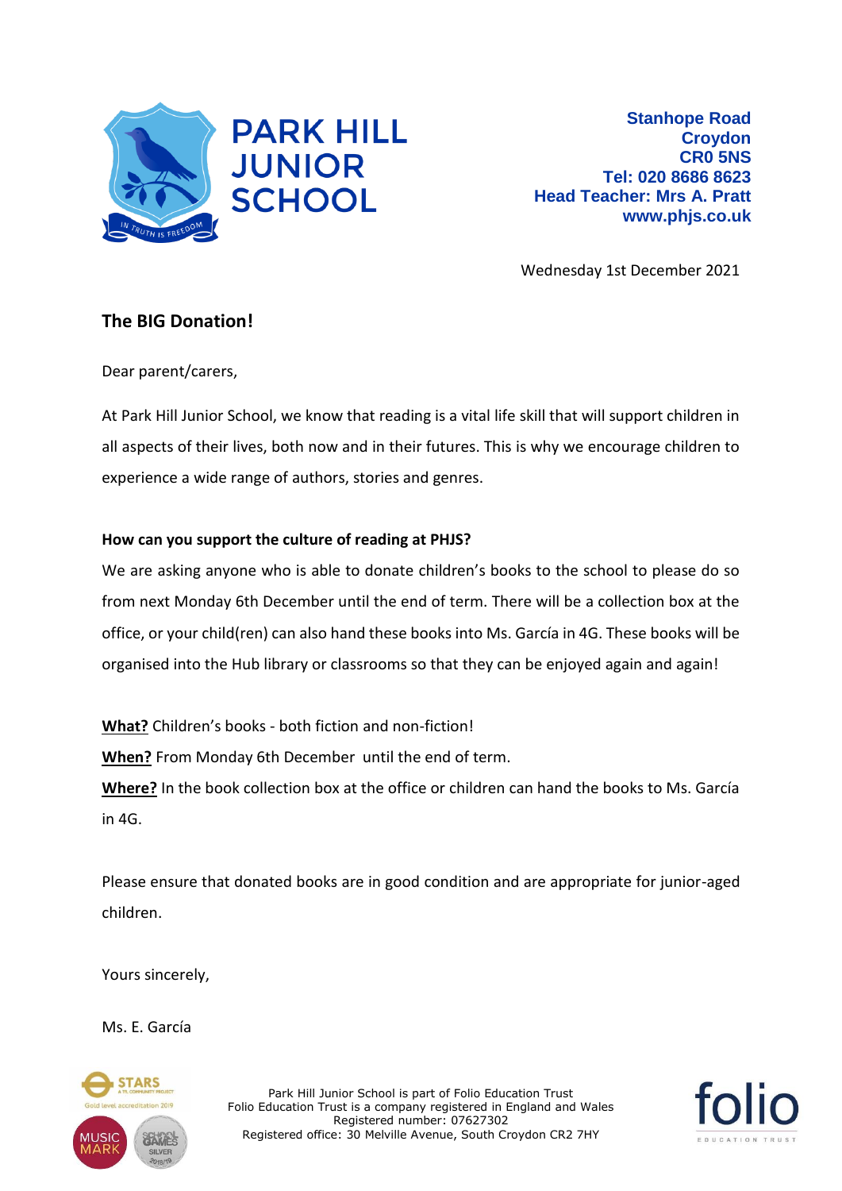# PARK HILL JUNIOR SCHOOL

IN TRUTH IS FREEDOM

**Stanhope Road**
**Croydon**
**CR0 5NS**
**Tel: 020 8686 8623**
**Head Teacher: Mrs A. Pratt**
**www.phjs.co.uk**

Wednesday 1st December 2021

## The BIG Donation!

Dear parent/carers,

At Park Hill Junior School, we know that reading is a vital life skill that will support children in all aspects of their lives, both now and in their futures. This is why we encourage children to experience a wide range of authors, stories and genres.

**How can you support the culture of reading at PHJS?**

We are asking anyone who is able to donate children's books to the school to please do so from next Monday 6th December until the end of term. There will be a collection box at the office, or your child(ren) can also hand these books into Ms. García in 4G. These books will be organised into the Hub library or classrooms so that they can be enjoyed again and again!

**What?** Children's books - both fiction and non-fiction!

**When?** From Monday 6th December until the end of term.

**Where?** In the book collection box at the office or children can hand the books to Ms. García in 4G.

Please ensure that donated books are in good condition and are appropriate for junior-aged children.

Yours sincerely,

Ms. E. García

Park Hill Junior School is part of Folio Education Trust
Folio Education Trust is a company registered in England and Wales
Registered number: 07627302
Registered office: 30 Melville Avenue, South Croydon CR2 7HY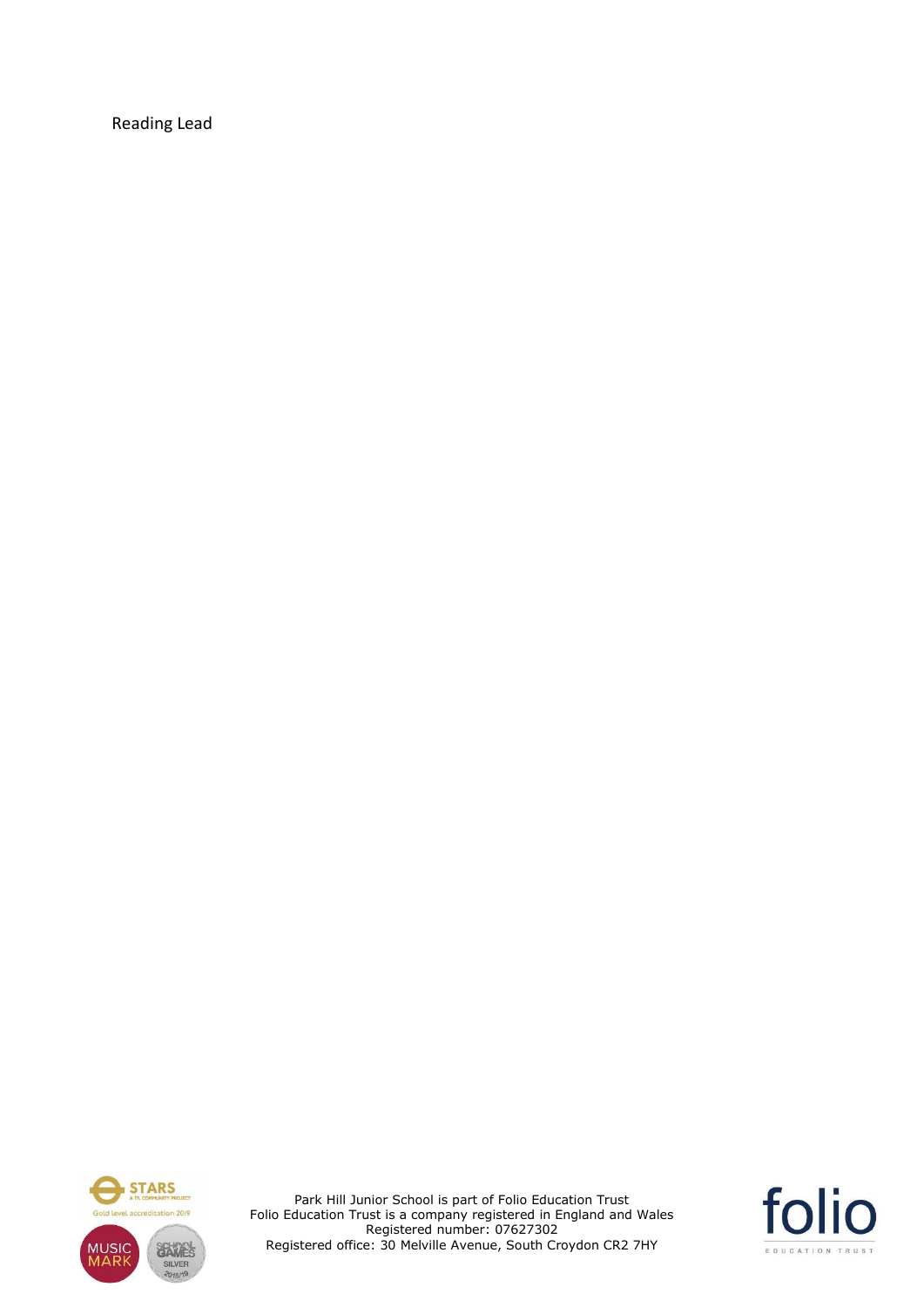Reading Lead